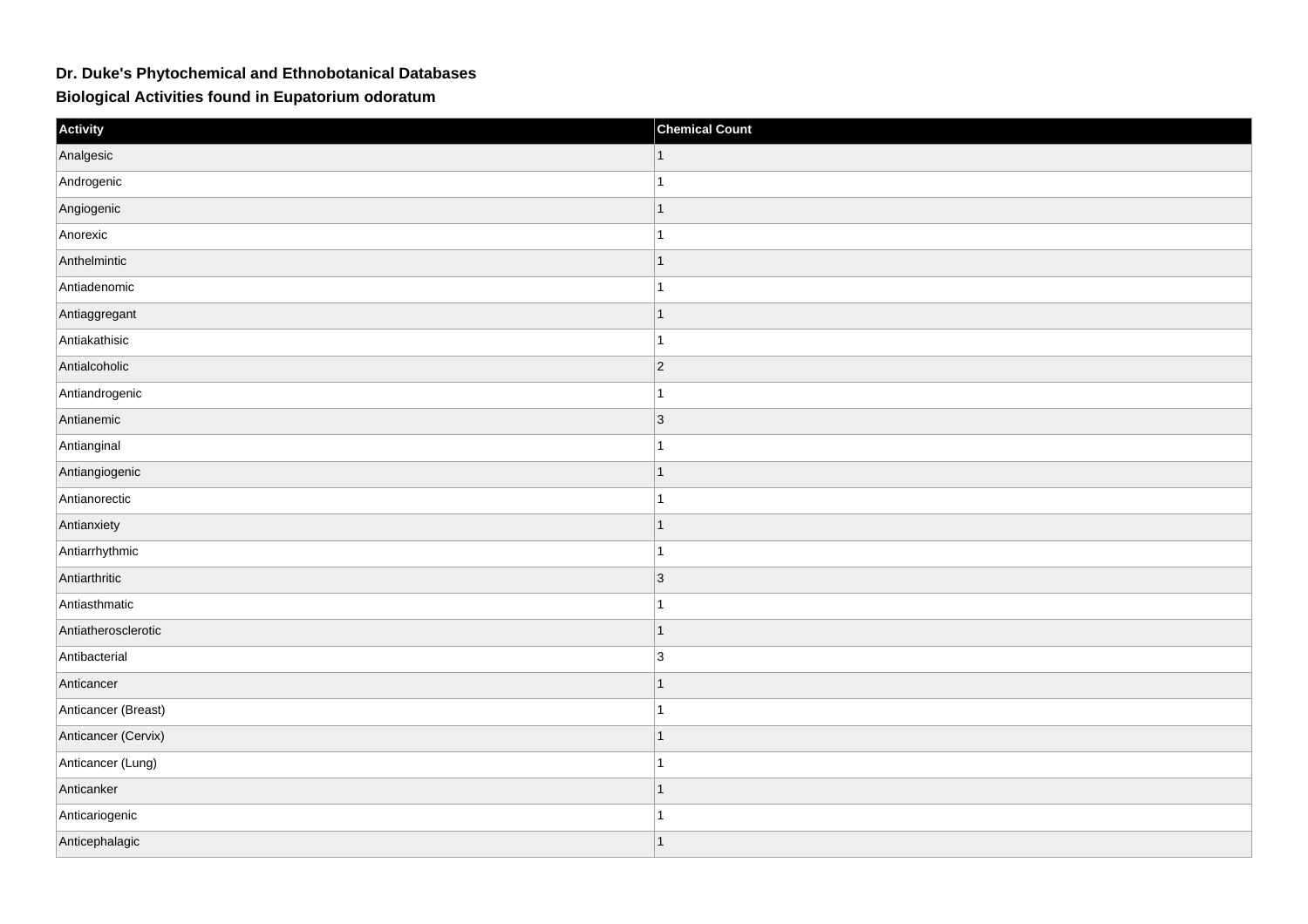# Dr. Duke's Phytochemical and Ethnobotanical Databases

## Biological Activities found in Eupatorium odoratum

| Activity | Chemical Count |
|---|---|
| Analgesic | 1 |
| Androgenic | 1 |
| Angiogenic | 1 |
| Anorexic | 1 |
| Anthelmintic | 1 |
| Antiadenomic | 1 |
| Antiaggregant | 1 |
| Antiakathisic | 1 |
| Antialcoholic | 2 |
| Antiandrogenic | 1 |
| Antianemic | 3 |
| Antianginal | 1 |
| Antiangiogenic | 1 |
| Antianorectic | 1 |
| Antianxiety | 1 |
| Antiarrhythmic | 1 |
| Antiarthritic | 3 |
| Antiasthmatic | 1 |
| Antiatherosclerotic | 1 |
| Antibacterial | 3 |
| Anticancer | 1 |
| Anticancer (Breast) | 1 |
| Anticancer (Cervix) | 1 |
| Anticancer (Lung) | 1 |
| Anticanker | 1 |
| Anticariogenic | 1 |
| Anticephalagic | 1 |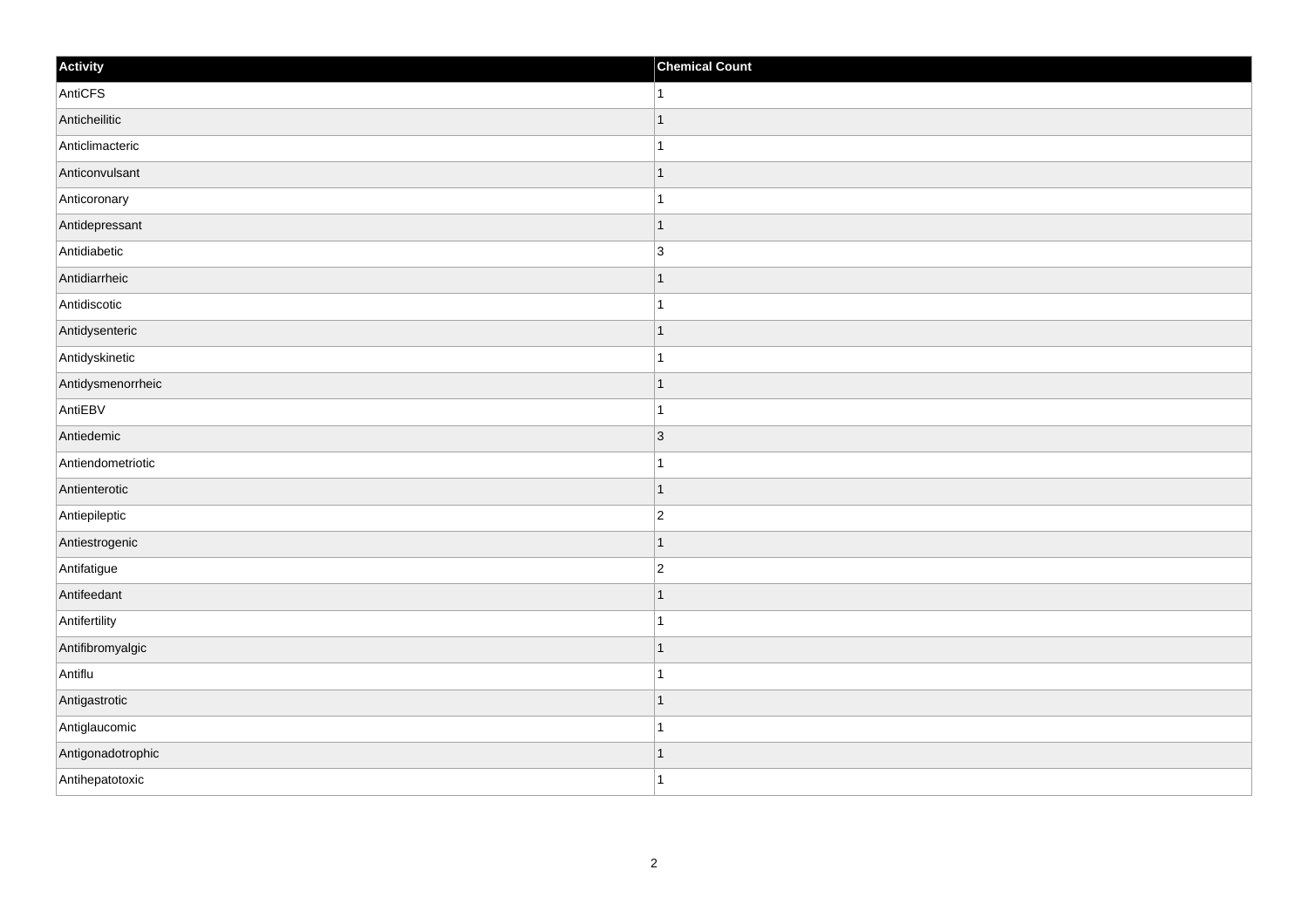| Activity | Chemical Count |
| --- | --- |
| AntiCFS | 1 |
| Anticheilitic | 1 |
| Anticlimacteric | 1 |
| Anticonvulsant | 1 |
| Anticoronary | 1 |
| Antidepressant | 1 |
| Antidiabetic | 3 |
| Antidiarrheic | 1 |
| Antidiscotic | 1 |
| Antidysenteric | 1 |
| Antidyskinetic | 1 |
| Antidysmenorrheic | 1 |
| AntiEBV | 1 |
| Antiedemic | 3 |
| Antiendometriotic | 1 |
| Antienterotic | 1 |
| Antiepileptic | 2 |
| Antiestrogenic | 1 |
| Antifatigue | 2 |
| Antifeedant | 1 |
| Antifertility | 1 |
| Antifibromyalgic | 1 |
| Antiflu | 1 |
| Antigastrotic | 1 |
| Antiglaucomic | 1 |
| Antigonadotrophic | 1 |
| Antihepatotoxic | 1 |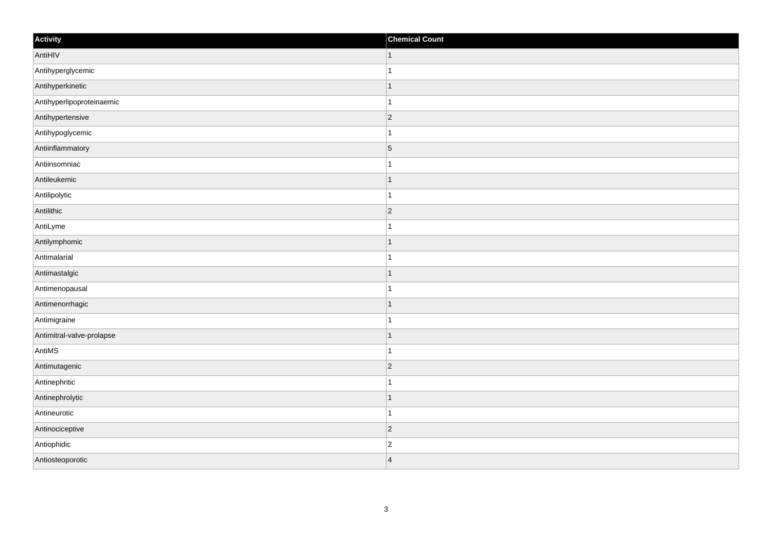| Activity | Chemical Count |
| --- | --- |
| AntiHIV | 1 |
| Antihyperglycemic | 1 |
| Antihyperkinetic | 1 |
| Antihyperlipoproteinaemic | 1 |
| Antihypertensive | 2 |
| Antihypoglycemic | 1 |
| Antiinflammatory | 5 |
| Antiinsomniac | 1 |
| Antileukemic | 1 |
| Antilipolytic | 1 |
| Antilithic | 2 |
| AntiLyme | 1 |
| Antilymphomic | 1 |
| Antimalarial | 1 |
| Antimastalgic | 1 |
| Antimenopausal | 1 |
| Antimenorrhagic | 1 |
| Antimigraine | 1 |
| Antimitral-valve-prolapse | 1 |
| AntiMS | 1 |
| Antimutagenic | 2 |
| Antinephritic | 1 |
| Antinephrolytic | 1 |
| Antineurotic | 1 |
| Antinociceptive | 2 |
| Antiophidic | 2 |
| Antiosteoporotic | 4 |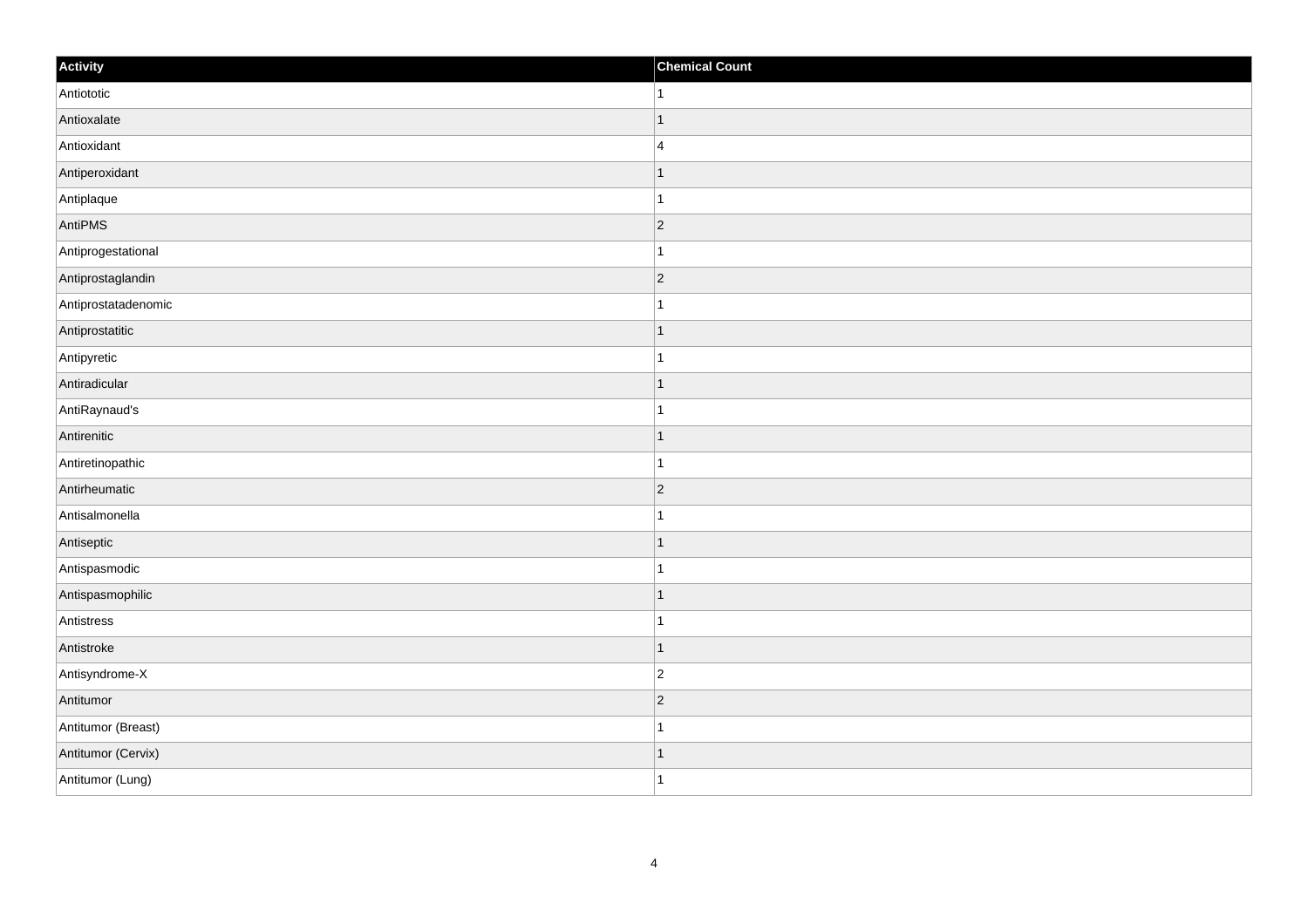| Activity | Chemical Count |
| --- | --- |
| Antiototic | 1 |
| Antioxalate | 1 |
| Antioxidant | 4 |
| Antiperoxidant | 1 |
| Antiplaque | 1 |
| AntiPMS | 2 |
| Antiprogestational | 1 |
| Antiprostaglandin | 2 |
| Antiprostatadenomic | 1 |
| Antiprostatitic | 1 |
| Antipyretic | 1 |
| Antiradicular | 1 |
| AntiRaynaud's | 1 |
| Antirenitic | 1 |
| Antiretinopathic | 1 |
| Antirheumatic | 2 |
| Antisalmonella | 1 |
| Antiseptic | 1 |
| Antispasmodic | 1 |
| Antispasmophilic | 1 |
| Antistress | 1 |
| Antistroke | 1 |
| Antisyndrome-X | 2 |
| Antitumor | 2 |
| Antitumor (Breast) | 1 |
| Antitumor (Cervix) | 1 |
| Antitumor (Lung) | 1 |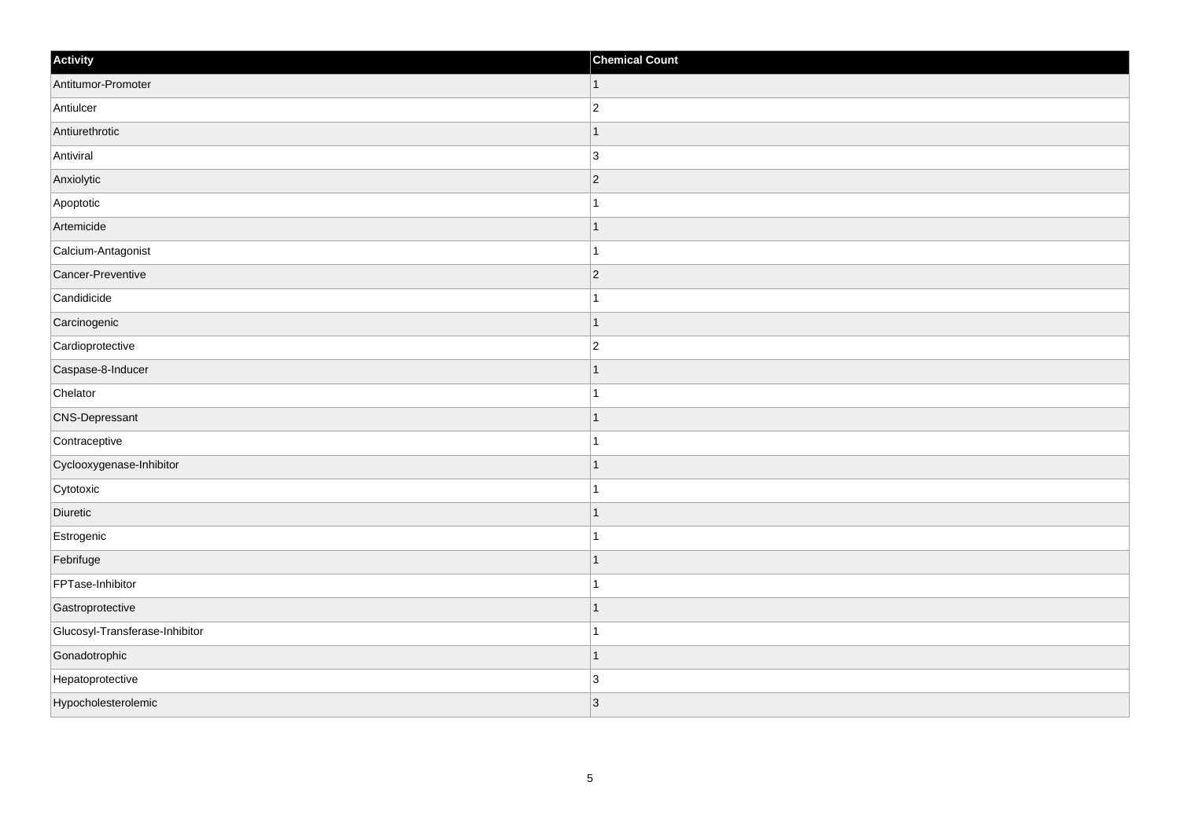| Activity | Chemical Count |
| --- | --- |
| Antitumor-Promoter | 1 |
| Antiulcer | 2 |
| Antiurethrotic | 1 |
| Antiviral | 3 |
| Anxiolytic | 2 |
| Apoptotic | 1 |
| Artemicide | 1 |
| Calcium-Antagonist | 1 |
| Cancer-Preventive | 2 |
| Candidicide | 1 |
| Carcinogenic | 1 |
| Cardioprotective | 2 |
| Caspase-8-Inducer | 1 |
| Chelator | 1 |
| CNS-Depressant | 1 |
| Contraceptive | 1 |
| Cyclooxygenase-Inhibitor | 1 |
| Cytotoxic | 1 |
| Diuretic | 1 |
| Estrogenic | 1 |
| Febrifuge | 1 |
| FPTase-Inhibitor | 1 |
| Gastroprotective | 1 |
| Glucosyl-Transferase-Inhibitor | 1 |
| Gonadotrophic | 1 |
| Hepatoprotective | 3 |
| Hypocholesterolemic | 3 |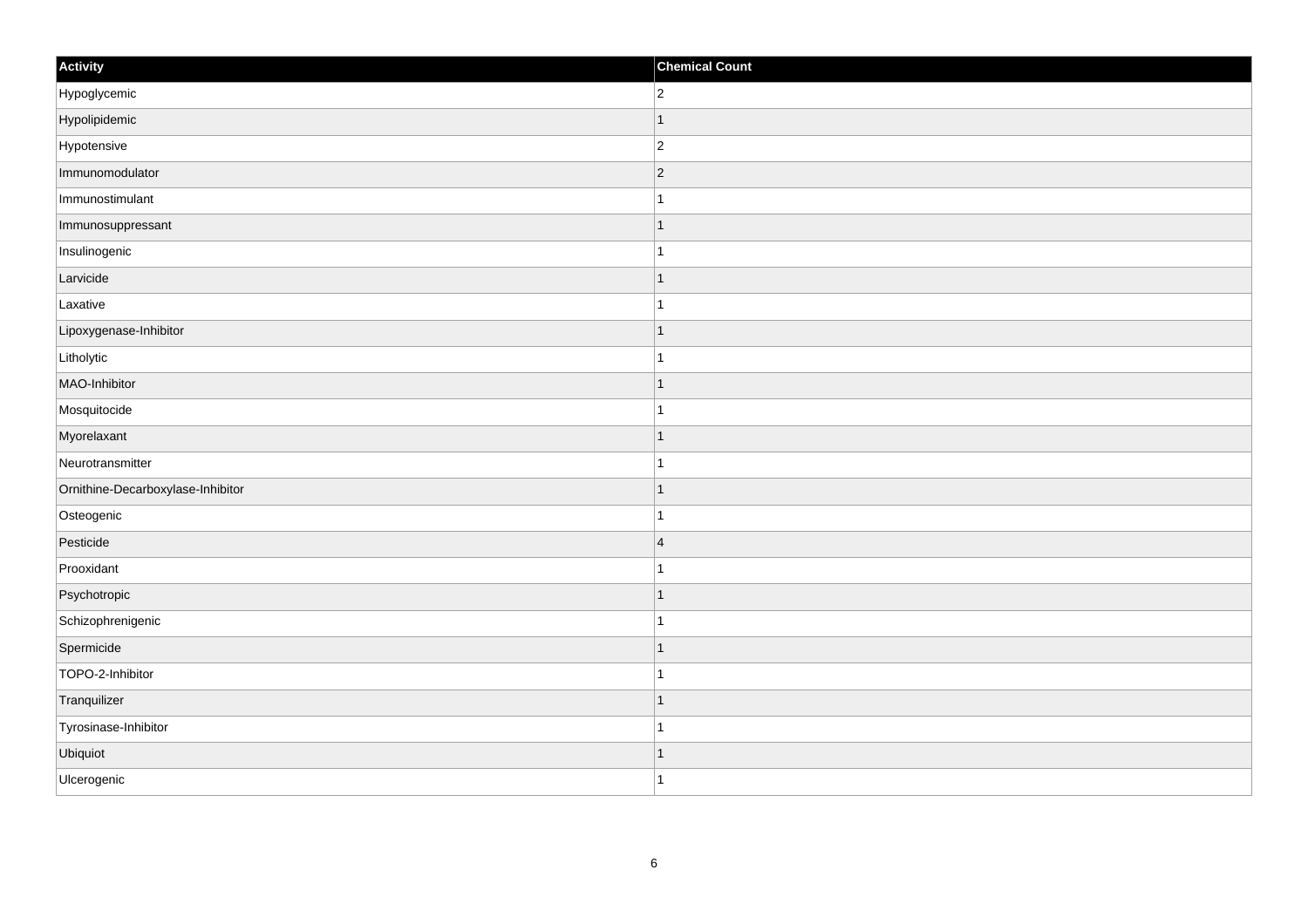| Activity | Chemical Count |
| --- | --- |
| Hypoglycemic | 2 |
| Hypolipidemic | 1 |
| Hypotensive | 2 |
| Immunomodulator | 2 |
| Immunostimulant | 1 |
| Immunosuppressant | 1 |
| Insulinogenic | 1 |
| Larvicide | 1 |
| Laxative | 1 |
| Lipoxygenase-Inhibitor | 1 |
| Litholytic | 1 |
| MAO-Inhibitor | 1 |
| Mosquitocide | 1 |
| Myorelaxant | 1 |
| Neurotransmitter | 1 |
| Ornithine-Decarboxylase-Inhibitor | 1 |
| Osteogenic | 1 |
| Pesticide | 4 |
| Prooxidant | 1 |
| Psychotropic | 1 |
| Schizophrenigenic | 1 |
| Spermicide | 1 |
| TOPO-2-Inhibitor | 1 |
| Tranquilizer | 1 |
| Tyrosinase-Inhibitor | 1 |
| Ubiquiot | 1 |
| Ulcerogenic | 1 |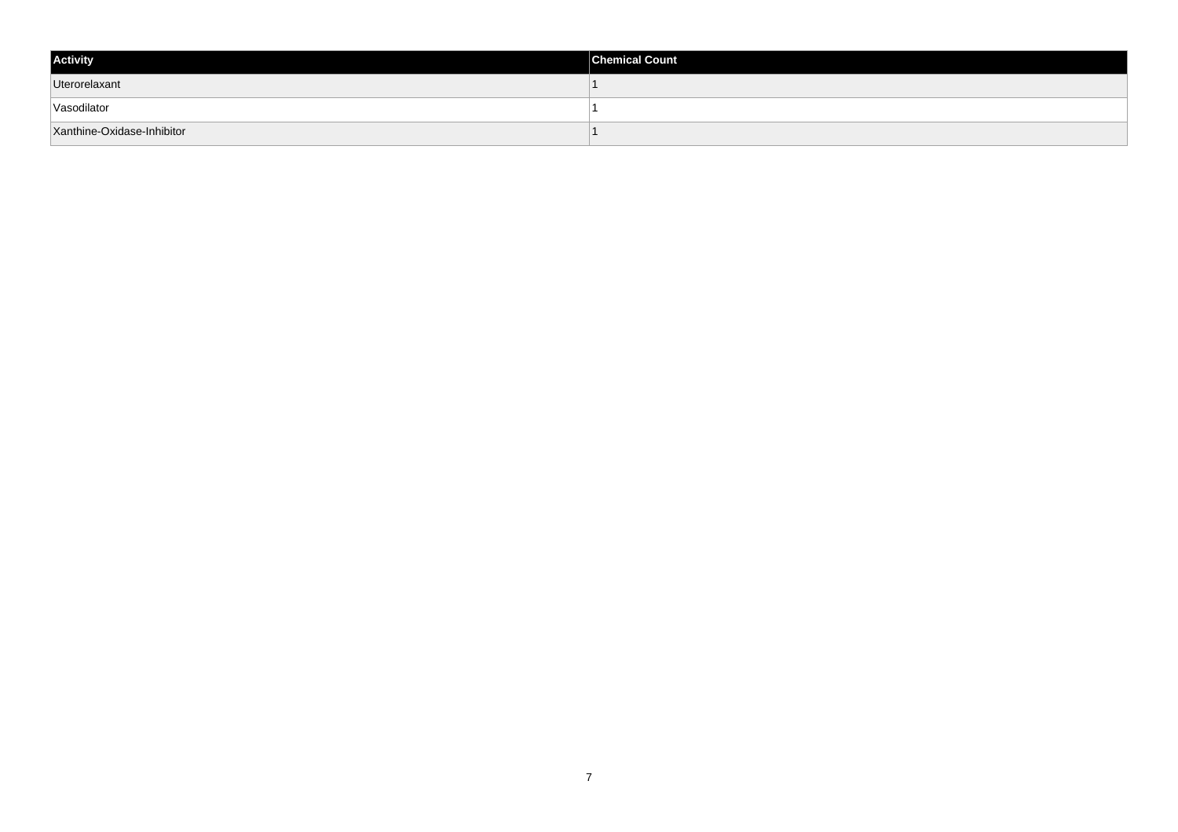| Activity | Chemical Count |
| --- | --- |
| Uterorelaxant | 1 |
| Vasodilator | 1 |
| Xanthine-Oxidase-Inhibitor | 1 |